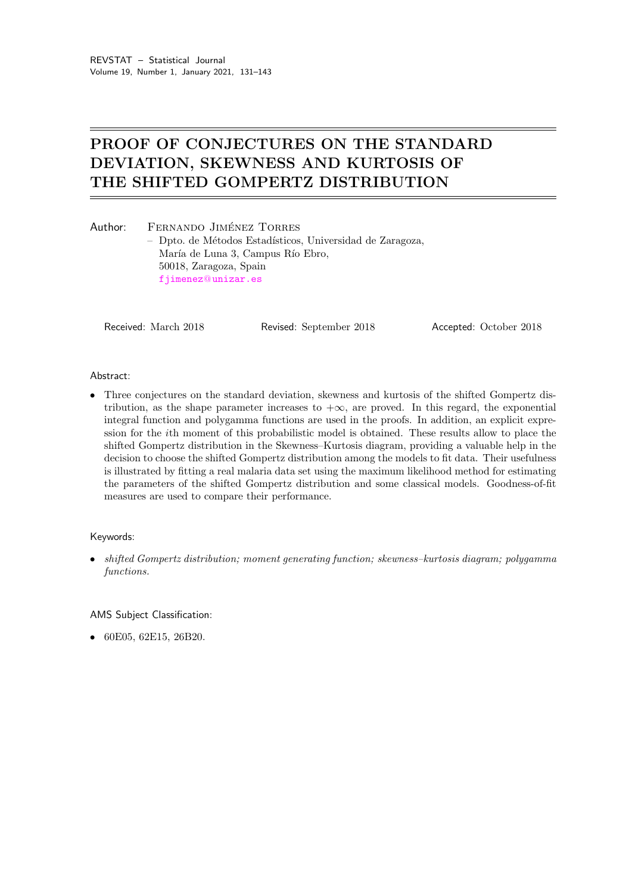# PROOF OF CONJECTURES ON THE STANDARD DEVIATION, SKEWNESS AND KURTOSIS OF THE SHIFTED GOMPERTZ DISTRIBUTION

Author: Fernando Jiménez Torres
– Dpto. de Métodos Estadísticos, Universidad de Zaragoza,
María de Luna 3, Campus Río Ebro,
50018, Zaragoza, Spain
fjimenez@unizar.es

Received: March 2018 | Revised: September 2018 | Accepted: October 2018

Abstract:

- Three conjectures on the standard deviation, skewness and kurtosis of the shifted Gompertz distribution, as the shape parameter increases to $+\infty$, are proved. In this regard, the exponential integral function and polygamma functions are used in the proofs. In addition, an explicit expression for the $i$th moment of this probabilistic model is obtained. These results allow to place the shifted Gompertz distribution in the Skewness–Kurtosis diagram, providing a valuable help in the decision to choose the shifted Gompertz distribution among the models to fit data. Their usefulness is illustrated by fitting a real malaria data set using the maximum likelihood method for estimating the parameters of the shifted Gompertz distribution and some classical models. Goodness-of-fit measures are used to compare their performance.

Keywords:

- *shifted Gompertz distribution; moment generating function; skewness–kurtosis diagram; polygamma functions.*

AMS Subject Classification:

- 60E05, 62E15, 26B20.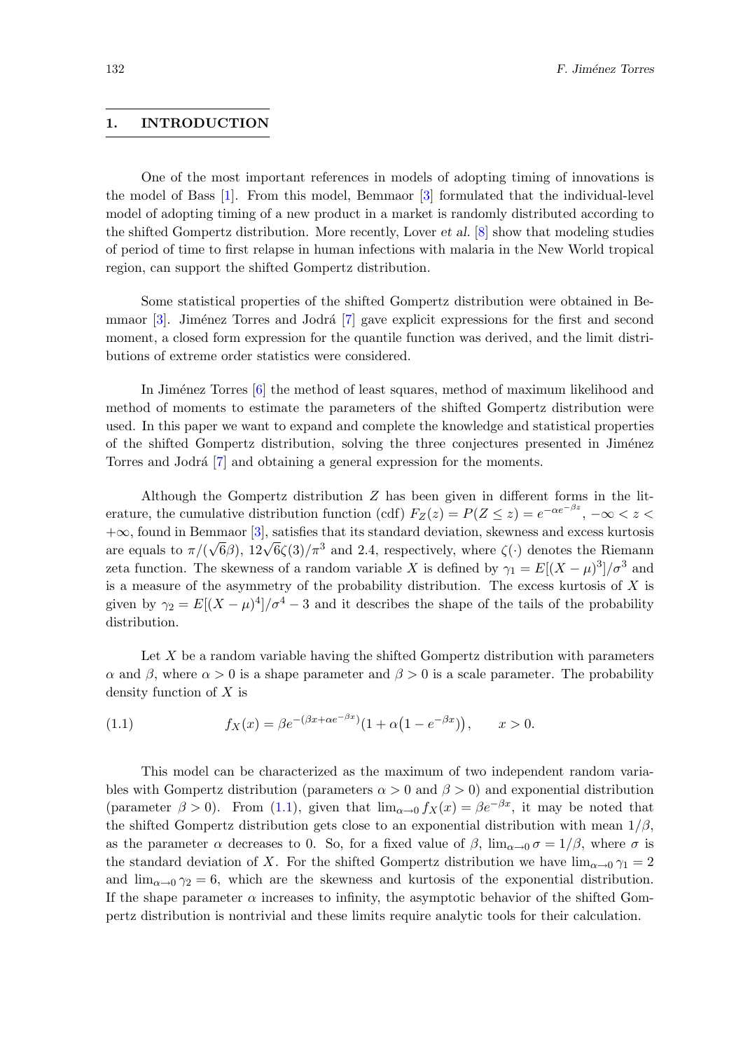## 1. INTRODUCTION

One of the most important references in models of adopting timing of innovations is the model of Bass [1]. From this model, Bemmaor [3] formulated that the individual-level model of adopting timing of a new product in a market is randomly distributed according to the shifted Gompertz distribution. More recently, Lover *et al.* [8] show that modeling studies of period of time to first relapse in human infections with malaria in the New World tropical region, can support the shifted Gompertz distribution.

Some statistical properties of the shifted Gompertz distribution were obtained in Bemmaor [3]. Jiménez Torres and Jodrá [7] gave explicit expressions for the first and second moment, a closed form expression for the quantile function was derived, and the limit distributions of extreme order statistics were considered.

In Jiménez Torres [6] the method of least squares, method of maximum likelihood and method of moments to estimate the parameters of the shifted Gompertz distribution were used. In this paper we want to expand and complete the knowledge and statistical properties of the shifted Gompertz distribution, solving the three conjectures presented in Jiménez Torres and Jodrá [7] and obtaining a general expression for the moments.

Although the Gompertz distribution $Z$ has been given in different forms in the literature, the cumulative distribution function (cdf) $F_Z(z) = P(Z \le z) = e^{-\alpha e^{-\beta z}}$, $-\infty < z < +\infty$, found in Bemmaor [3], satisfies that its standard deviation, skewness and excess kurtosis are equals to $\pi/(\sqrt{6}\beta)$, $12\sqrt{6}\zeta(3)/\pi^3$ and 2.4, respectively, where $\zeta(\cdot)$ denotes the Riemann zeta function. The skewness of a random variable $X$ is defined by $\gamma_1 = E[(X-\mu)^3]/\sigma^3$ and is a measure of the asymmetry of the probability distribution. The excess kurtosis of $X$ is given by $\gamma_2 = E[(X-\mu)^4]/\sigma^4 - 3$ and it describes the shape of the tails of the probability distribution.

Let $X$ be a random variable having the shifted Gompertz distribution with parameters $\alpha$ and $\beta$, where $\alpha > 0$ is a shape parameter and $\beta > 0$ is a scale parameter. The probability density function of $X$ is

$$f_X(x) = \beta e^{-(\beta x + \alpha e^{-\beta x})}\left(1 + \alpha\left(1 - e^{-\beta x}\right)\right), \qquad x > 0. \tag{1.1}$$

This model can be characterized as the maximum of two independent random variables with Gompertz distribution (parameters $\alpha > 0$ and $\beta > 0$) and exponential distribution (parameter $\beta > 0$). From (1.1), given that $\lim_{\alpha \to 0} f_X(x) = \beta e^{-\beta x}$, it may be noted that the shifted Gompertz distribution gets close to an exponential distribution with mean $1/\beta$, as the parameter $\alpha$ decreases to 0. So, for a fixed value of $\beta$, $\lim_{\alpha \to 0} \sigma = 1/\beta$, where $\sigma$ is the standard deviation of $X$. For the shifted Gompertz distribution we have $\lim_{\alpha \to 0} \gamma_1 = 2$ and $\lim_{\alpha \to 0} \gamma_2 = 6$, which are the skewness and kurtosis of the exponential distribution. If the shape parameter $\alpha$ increases to infinity, the asymptotic behavior of the shifted Gompertz distribution is nontrivial and these limits require analytic tools for their calculation.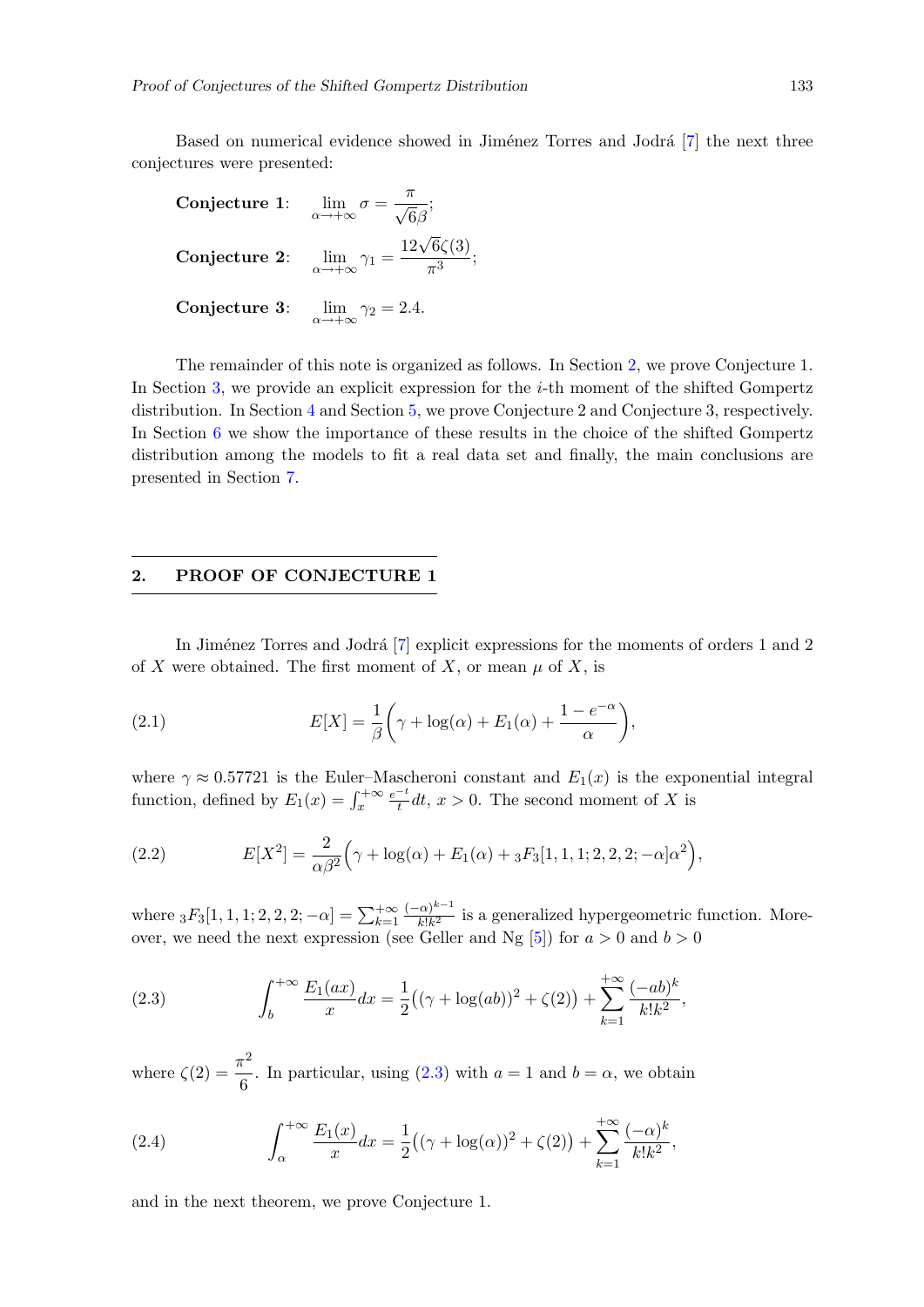Based on numerical evidence showed in Jiménez Torres and Jodrá [7] the next three conjectures were presented:

**Conjecture 1**: $\lim_{\alpha \to +\infty} \sigma = \dfrac{\pi}{\sqrt{6}\beta}$;

**Conjecture 2**: $\lim_{\alpha \to +\infty} \gamma_1 = \dfrac{12\sqrt{6}\zeta(3)}{\pi^3}$;

**Conjecture 3**: $\lim_{\alpha \to +\infty} \gamma_2 = 2.4$.

The remainder of this note is organized as follows. In Section 2, we prove Conjecture 1. In Section 3, we provide an explicit expression for the $i$-th moment of the shifted Gompertz distribution. In Section 4 and Section 5, we prove Conjecture 2 and Conjecture 3, respectively. In Section 6 we show the importance of these results in the choice of the shifted Gompertz distribution among the models to fit a real data set and finally, the main conclusions are presented in Section 7.

## 2. PROOF OF CONJECTURE 1

In Jiménez Torres and Jodrá [7] explicit expressions for the moments of orders 1 and 2 of $X$ were obtained. The first moment of $X$, or mean $\mu$ of $X$, is

$$E[X] = \frac{1}{\beta}\left(\gamma + \log(\alpha) + E_1(\alpha) + \frac{1 - e^{-\alpha}}{\alpha}\right), \tag{2.1}$$

where $\gamma \approx 0.57721$ is the Euler–Mascheroni constant and $E_1(x)$ is the exponential integral function, defined by $E_1(x) = \int_x^{+\infty} \frac{e^{-t}}{t} dt$, $x > 0$. The second moment of $X$ is

$$E[X^2] = \frac{2}{\alpha\beta^2}\Big(\gamma + \log(\alpha) + E_1(\alpha) + {}_3F_3[1, 1, 1; 2, 2, 2; -\alpha]\alpha^2\Big), \tag{2.2}$$

where ${}_3F_3[1, 1, 1; 2, 2, 2; -\alpha] = \sum_{k=1}^{+\infty} \frac{(-\alpha)^{k-1}}{k!k^2}$ is a generalized hypergeometric function. Moreover, we need the next expression (see Geller and Ng [5]) for $a > 0$ and $b > 0$

$$\int_b^{+\infty} \frac{E_1(ax)}{x} dx = \frac{1}{2}\big((\gamma + \log(ab))^2 + \zeta(2)\big) + \sum_{k=1}^{+\infty} \frac{(-ab)^k}{k!k^2}, \tag{2.3}$$

where $\zeta(2) = \dfrac{\pi^2}{6}$. In particular, using (2.3) with $a = 1$ and $b = \alpha$, we obtain

$$\int_\alpha^{+\infty} \frac{E_1(x)}{x} dx = \frac{1}{2}\big((\gamma + \log(\alpha))^2 + \zeta(2)\big) + \sum_{k=1}^{+\infty} \frac{(-\alpha)^k}{k!k^2}, \tag{2.4}$$

and in the next theorem, we prove Conjecture 1.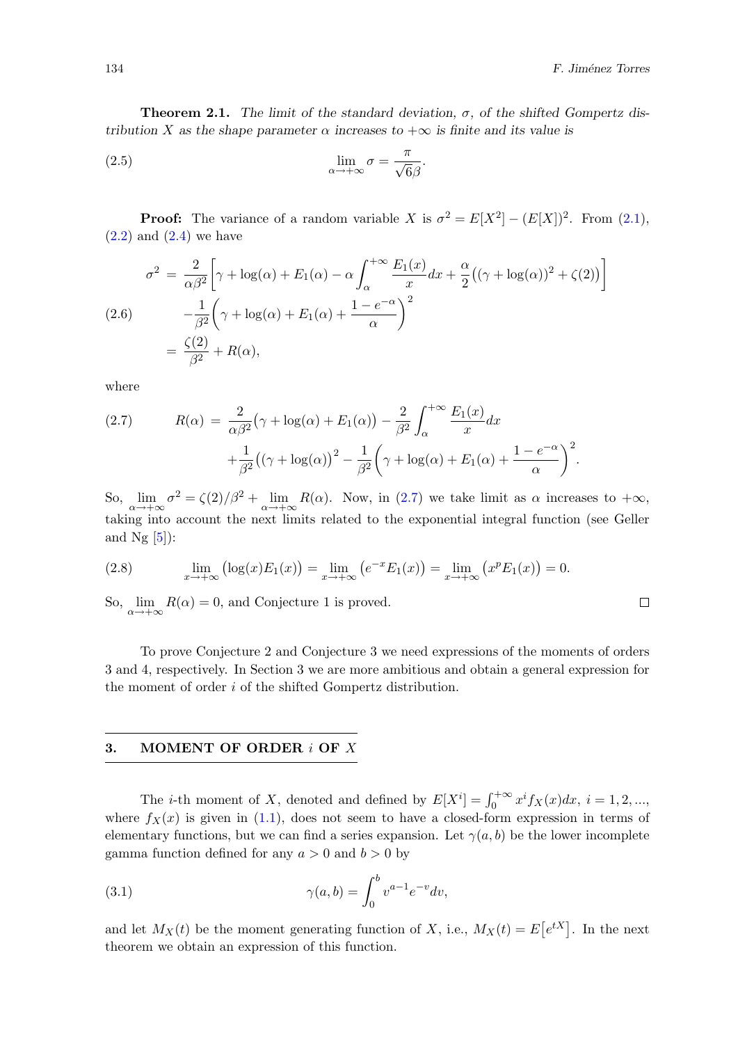**Theorem 2.1.** *The limit of the standard deviation, $\sigma$, of the shifted Gompertz distribution $X$ as the shape parameter $\alpha$ increases to $+\infty$ is finite and its value is*

$$\lim_{\alpha\to+\infty}\sigma = \frac{\pi}{\sqrt{6}\beta}. \tag{2.5}$$

**Proof:** The variance of a random variable $X$ is $\sigma^2 = E[X^2] - (E[X])^2$. From (2.1), (2.2) and (2.4) we have

$$\begin{aligned}
\sigma^2 &= \frac{2}{\alpha\beta^2}\left[\gamma + \log(\alpha) + E_1(\alpha) - \alpha\int_\alpha^{+\infty}\frac{E_1(x)}{x}dx + \frac{\alpha}{2}\big((\gamma+\log(\alpha))^2 + \zeta(2)\big)\right] \\
&\quad -\frac{1}{\beta^2}\left(\gamma + \log(\alpha) + E_1(\alpha) + \frac{1-e^{-\alpha}}{\alpha}\right)^2 \\
&= \frac{\zeta(2)}{\beta^2} + R(\alpha),
\end{aligned} \tag{2.6}$$

where

$$\begin{aligned}
R(\alpha) &= \frac{2}{\alpha\beta^2}\big(\gamma + \log(\alpha) + E_1(\alpha)\big) - \frac{2}{\beta^2}\int_\alpha^{+\infty}\frac{E_1(x)}{x}dx \\
&\quad + \frac{1}{\beta^2}\big((\gamma+\log(\alpha)\big)^2 - \frac{1}{\beta^2}\left(\gamma + \log(\alpha) + E_1(\alpha) + \frac{1-e^{-\alpha}}{\alpha}\right)^2.
\end{aligned} \tag{2.7}$$

So, $\lim_{\alpha\to+\infty}\sigma^2 = \zeta(2)/\beta^2 + \lim_{\alpha\to+\infty}R(\alpha)$. Now, in (2.7) we take limit as $\alpha$ increases to $+\infty$, taking into account the next limits related to the exponential integral function (see Geller and Ng [5]):

$$\lim_{x\to+\infty}\big(\log(x)E_1(x)\big) = \lim_{x\to+\infty}\big(e^{-x}E_1(x)\big) = \lim_{x\to+\infty}\big(x^pE_1(x)\big) = 0. \tag{2.8}$$

So, $\lim_{\alpha\to+\infty}R(\alpha) = 0$, and Conjecture 1 is proved. $\square$

To prove Conjecture 2 and Conjecture 3 we need expressions of the moments of orders 3 and 4, respectively. In Section 3 we are more ambitious and obtain a general expression for the moment of order $i$ of the shifted Gompertz distribution.

## 3. MOMENT OF ORDER $i$ OF $X$

The $i$-th moment of $X$, denoted and defined by $E[X^i] = \int_0^{+\infty} x^i f_X(x)dx$, $i = 1, 2, ...$, where $f_X(x)$ is given in (1.1), does not seem to have a closed-form expression in terms of elementary functions, but we can find a series expansion. Let $\gamma(a,b)$ be the lower incomplete gamma function defined for any $a > 0$ and $b > 0$ by

$$\gamma(a,b) = \int_0^b v^{a-1}e^{-v}dv, \tag{3.1}$$

and let $M_X(t)$ be the moment generating function of $X$, i.e., $M_X(t) = E\big[e^{tX}\big]$. In the next theorem we obtain an expression of this function.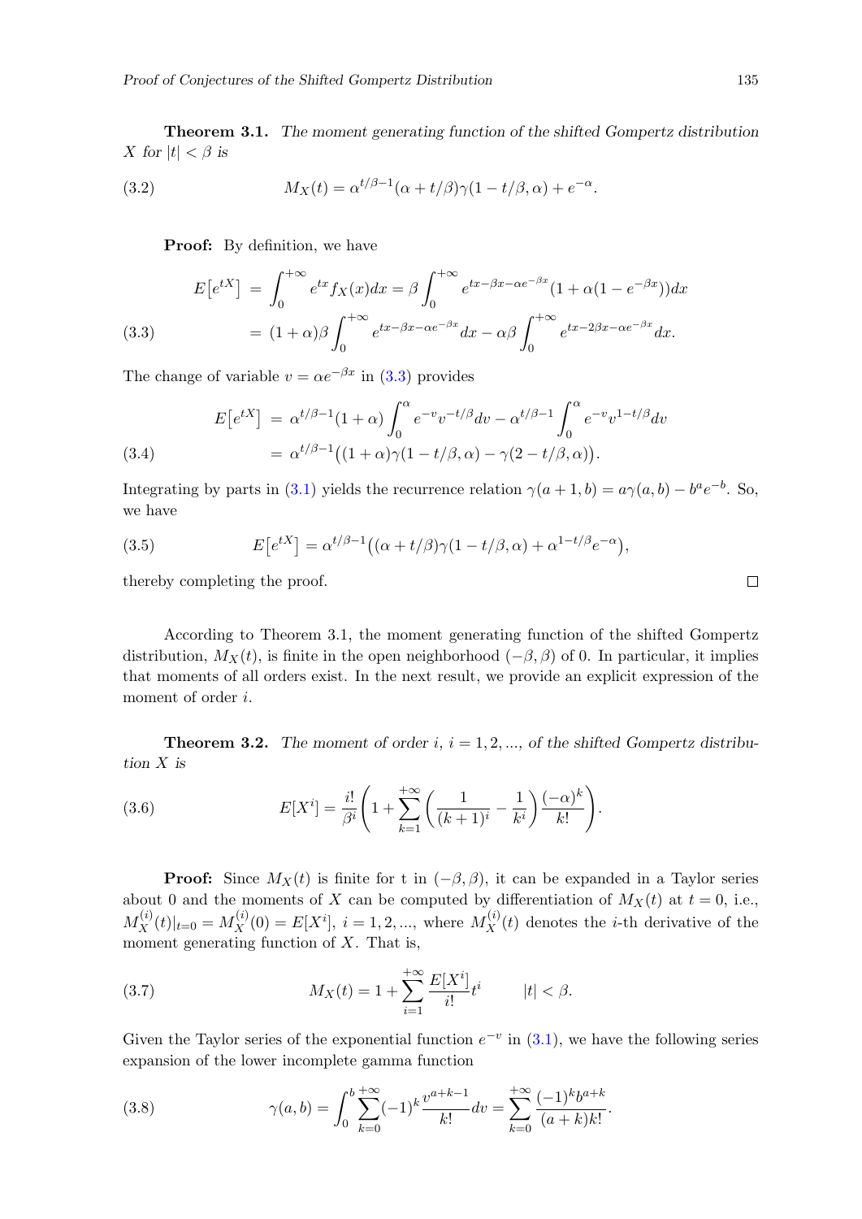**Theorem 3.1.** *The moment generating function of the shifted Gompertz distribution $X$ for $|t| < \beta$ is*

$$M_X(t) = \alpha^{t/\beta - 1}(\alpha + t/\beta)\gamma(1 - t/\beta, \alpha) + e^{-\alpha}. \tag{3.2}$$

**Proof:** By definition, we have

$$\begin{aligned} E\big[e^{tX}\big] &= \int_0^{+\infty} e^{tx} f_X(x) dx = \beta \int_0^{+\infty} e^{tx - \beta x - \alpha e^{-\beta x}}(1 + \alpha(1 - e^{-\beta x}))dx \\ &= (1+\alpha)\beta \int_0^{+\infty} e^{tx - \beta x - \alpha e^{-\beta x}} dx - \alpha\beta \int_0^{+\infty} e^{tx - 2\beta x - \alpha e^{-\beta x}} dx. \end{aligned} \tag{3.3}$$

The change of variable $v = \alpha e^{-\beta x}$ in (3.3) provides

$$\begin{aligned} E\big[e^{tX}\big] &= \alpha^{t/\beta - 1}(1+\alpha) \int_0^{\alpha} e^{-v} v^{-t/\beta} dv - \alpha^{t/\beta - 1} \int_0^{\alpha} e^{-v} v^{1 - t/\beta} dv \\ &= \alpha^{t/\beta - 1}\big((1+\alpha)\gamma(1 - t/\beta, \alpha) - \gamma(2 - t/\beta, \alpha)\big). \end{aligned} \tag{3.4}$$

Integrating by parts in (3.1) yields the recurrence relation $\gamma(a+1, b) = a\gamma(a, b) - b^a e^{-b}$. So, we have

$$E\big[e^{tX}\big] = \alpha^{t/\beta - 1}\big((\alpha + t/\beta)\gamma(1 - t/\beta, \alpha) + \alpha^{1 - t/\beta} e^{-\alpha}\big), \tag{3.5}$$

thereby completing the proof. □

According to Theorem 3.1, the moment generating function of the shifted Gompertz distribution, $M_X(t)$, is finite in the open neighborhood $(-\beta, \beta)$ of 0. In particular, it implies that moments of all orders exist. In the next result, we provide an explicit expression of the moment of order $i$.

**Theorem 3.2.** *The moment of order $i$, $i = 1, 2, \ldots$, of the shifted Gompertz distribution $X$ is*

$$E[X^i] = \frac{i!}{\beta^i}\left(1 + \sum_{k=1}^{+\infty}\left(\frac{1}{(k+1)^i} - \frac{1}{k^i}\right)\frac{(-\alpha)^k}{k!}\right). \tag{3.6}$$

**Proof:** Since $M_X(t)$ is finite for t in $(-\beta, \beta)$, it can be expanded in a Taylor series about 0 and the moments of $X$ can be computed by differentiation of $M_X(t)$ at $t = 0$, i.e., $M_X^{(i)}(t)|_{t=0} = M_X^{(i)}(0) = E[X^i]$, $i = 1, 2, \ldots$, where $M_X^{(i)}(t)$ denotes the $i$-th derivative of the moment generating function of $X$. That is,

$$M_X(t) = 1 + \sum_{i=1}^{+\infty} \frac{E[X^i]}{i!} t^i \qquad |t| < \beta. \tag{3.7}$$

Given the Taylor series of the exponential function $e^{-v}$ in (3.1), we have the following series expansion of the lower incomplete gamma function

$$\gamma(a, b) = \int_0^b \sum_{k=0}^{+\infty} (-1)^k \frac{v^{a+k-1}}{k!} dv = \sum_{k=0}^{+\infty} \frac{(-1)^k b^{a+k}}{(a+k)k!}. \tag{3.8}$$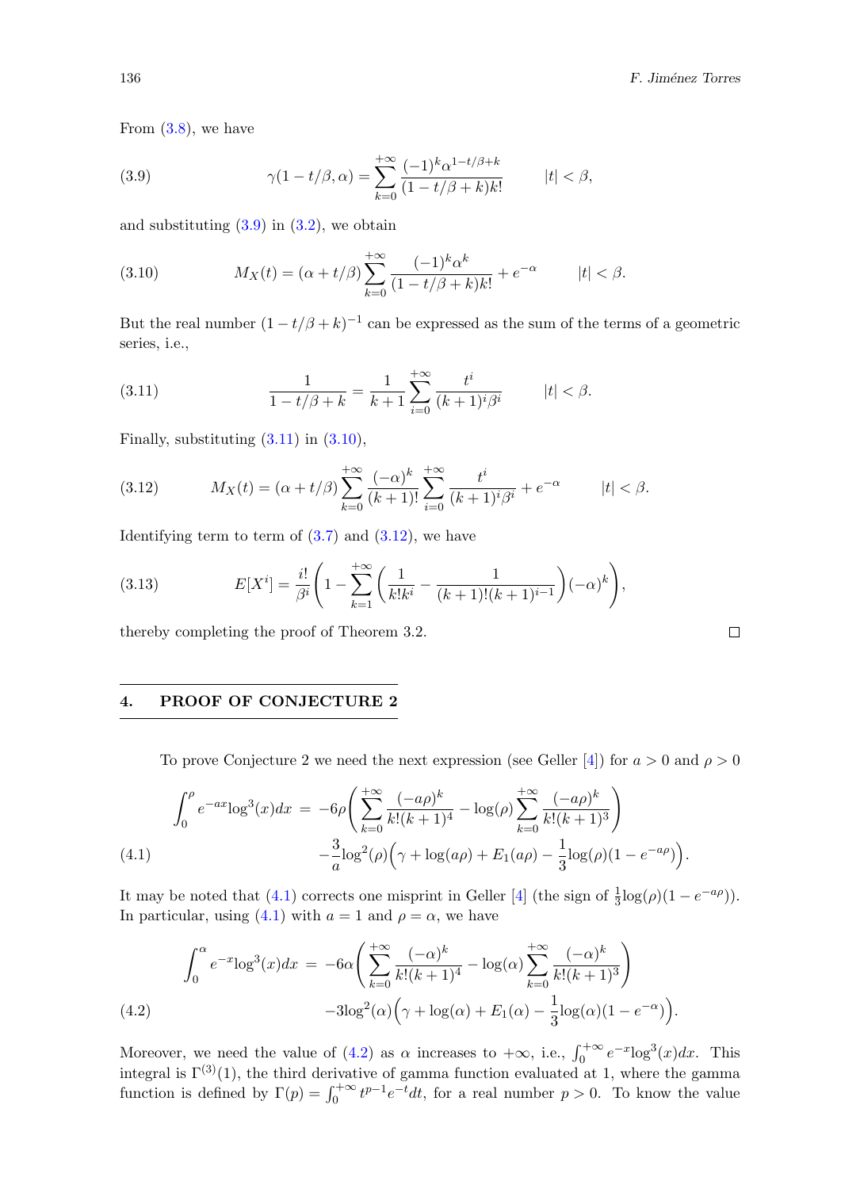From (3.8), we have

$$\gamma(1-t/\beta,\alpha)=\sum_{k=0}^{+\infty}\frac{(-1)^k\alpha^{1-t/\beta+k}}{(1-t/\beta+k)k!}\qquad |t|<\beta, \tag{3.9}$$

and substituting (3.9) in (3.2), we obtain

$$M_X(t)=(\alpha+t/\beta)\sum_{k=0}^{+\infty}\frac{(-1)^k\alpha^k}{(1-t/\beta+k)k!}+e^{-\alpha}\qquad |t|<\beta. \tag{3.10}$$

But the real number $(1-t/\beta+k)^{-1}$ can be expressed as the sum of the terms of a geometric series, i.e.,

$$\frac{1}{1-t/\beta+k}=\frac{1}{k+1}\sum_{i=0}^{+\infty}\frac{t^i}{(k+1)^i\beta^i}\qquad |t|<\beta. \tag{3.11}$$

Finally, substituting (3.11) in (3.10),

$$M_X(t)=(\alpha+t/\beta)\sum_{k=0}^{+\infty}\frac{(-\alpha)^k}{(k+1)!}\sum_{i=0}^{+\infty}\frac{t^i}{(k+1)^i\beta^i}+e^{-\alpha}\qquad |t|<\beta. \tag{3.12}$$

Identifying term to term of (3.7) and (3.12), we have

$$E[X^i]=\frac{i!}{\beta^i}\left(1-\sum_{k=1}^{+\infty}\left(\frac{1}{k!k^i}-\frac{1}{(k+1)!(k+1)^{i-1}}\right)(-\alpha)^k\right), \tag{3.13}$$

thereby completing the proof of Theorem 3.2. ∎

## 4. PROOF OF CONJECTURE 2

To prove Conjecture 2 we need the next expression (see Geller [4]) for $a>0$ and $\rho>0$

$$\begin{aligned}\int_0^{\rho} e^{-ax}\log^3(x)dx \;=\; &-6\rho\left(\sum_{k=0}^{+\infty}\frac{(-a\rho)^k}{k!(k+1)^4}-\log(\rho)\sum_{k=0}^{+\infty}\frac{(-a\rho)^k}{k!(k+1)^3}\right)\\ &-\frac{3}{a}\log^2(\rho)\Big(\gamma+\log(a\rho)+E_1(a\rho)-\frac{1}{3}\log(\rho)(1-e^{-a\rho})\Big).\end{aligned} \tag{4.1}$$

It may be noted that (4.1) corrects one misprint in Geller [4] (the sign of $\frac{1}{3}\log(\rho)(1-e^{-a\rho})$). In particular, using (4.1) with $a=1$ and $\rho=\alpha$, we have

$$\begin{aligned}\int_0^{\alpha} e^{-x}\log^3(x)dx \;=\; &-6\alpha\left(\sum_{k=0}^{+\infty}\frac{(-\alpha)^k}{k!(k+1)^4}-\log(\alpha)\sum_{k=0}^{+\infty}\frac{(-\alpha)^k}{k!(k+1)^3}\right)\\ &-3\log^2(\alpha)\Big(\gamma+\log(\alpha)+E_1(\alpha)-\frac{1}{3}\log(\alpha)(1-e^{-\alpha})\Big).\end{aligned} \tag{4.2}$$

Moreover, we need the value of (4.2) as $\alpha$ increases to $+\infty$, i.e., $\int_0^{+\infty}e^{-x}\log^3(x)dx$. This integral is $\Gamma^{(3)}(1)$, the third derivative of gamma function evaluated at 1, where the gamma function is defined by $\Gamma(p)=\int_0^{+\infty}t^{p-1}e^{-t}dt$, for a real number $p>0$. To know the value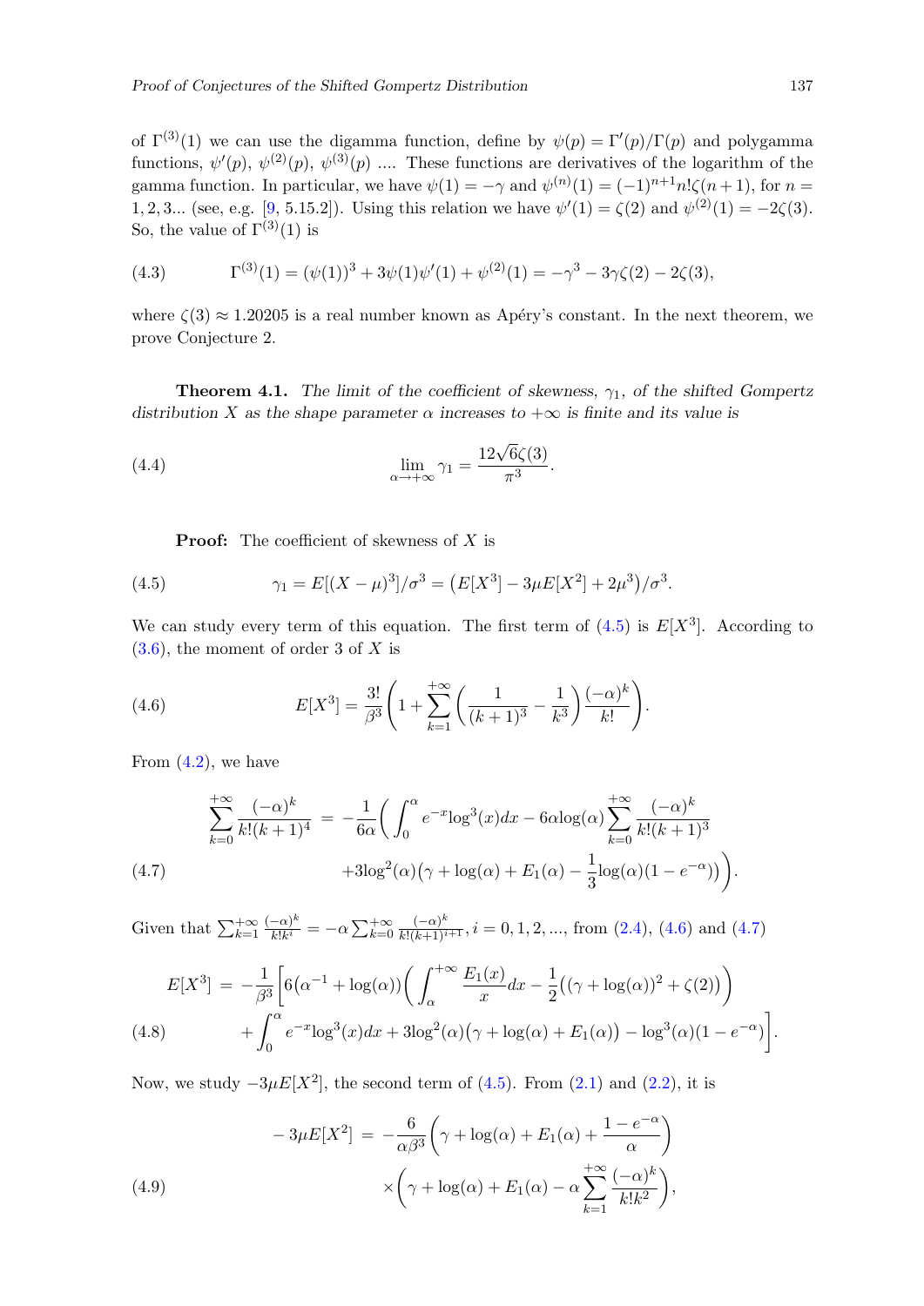of $\Gamma^{(3)}(1)$ we can use the digamma function, define by $\psi(p) = \Gamma'(p)/\Gamma(p)$ and polygamma functions, $\psi'(p)$, $\psi^{(2)}(p)$, $\psi^{(3)}(p)$ .... These functions are derivatives of the logarithm of the gamma function. In particular, we have $\psi(1) = -\gamma$ and $\psi^{(n)}(1) = (-1)^{n+1} n! \zeta(n+1)$, for $n = 1, 2, 3...$ (see, e.g. [9, 5.15.2]). Using this relation we have $\psi'(1) = \zeta(2)$ and $\psi^{(2)}(1) = -2\zeta(3)$. So, the value of $\Gamma^{(3)}(1)$ is

$$\Gamma^{(3)}(1) = (\psi(1))^3 + 3\psi(1)\psi'(1) + \psi^{(2)}(1) = -\gamma^3 - 3\gamma\zeta(2) - 2\zeta(3), \tag{4.3}$$

where $\zeta(3) \approx 1.20205$ is a real number known as Apéry's constant. In the next theorem, we prove Conjecture 2.

**Theorem 4.1.** *The limit of the coefficient of skewness, $\gamma_1$, of the shifted Gompertz distribution $X$ as the shape parameter $\alpha$ increases to $+\infty$ is finite and its value is*

$$\lim_{\alpha \to +\infty} \gamma_1 = \frac{12\sqrt{6}\zeta(3)}{\pi^3}. \tag{4.4}$$

**Proof:** The coefficient of skewness of $X$ is

$$\gamma_1 = E[(X-\mu)^3]/\sigma^3 = \big(E[X^3] - 3\mu E[X^2] + 2\mu^3\big)/\sigma^3. \tag{4.5}$$

We can study every term of this equation. The first term of (4.5) is $E[X^3]$. According to (3.6), the moment of order 3 of $X$ is

$$E[X^3] = \frac{3!}{\beta^3}\left(1 + \sum_{k=1}^{+\infty}\left(\frac{1}{(k+1)^3} - \frac{1}{k^3}\right)\frac{(-\alpha)^k}{k!}\right). \tag{4.6}$$

From (4.2), we have

$$\begin{aligned}\sum_{k=0}^{+\infty}\frac{(-\alpha)^k}{k!(k+1)^4} \;&=\; -\frac{1}{6\alpha}\bigg(\int_0^{\alpha} e^{-x}\log^3(x)dx - 6\alpha\log(\alpha)\sum_{k=0}^{+\infty}\frac{(-\alpha)^k}{k!(k+1)^3}\\ &\quad +3\log^2(\alpha)\big(\gamma + \log(\alpha) + E_1(\alpha) - \frac{1}{3}\log(\alpha)(1-e^{-\alpha})\big)\bigg).\end{aligned} \tag{4.7}$$

Given that $\sum_{k=1}^{+\infty}\frac{(-\alpha)^k}{k!k^i} = -\alpha\sum_{k=0}^{+\infty}\frac{(-\alpha)^k}{k!(k+1)^{i+1}}, i = 0, 1, 2, ...$, from (2.4), (4.6) and (4.7)

$$\begin{aligned}E[X^3] \;&=\; -\frac{1}{\beta^3}\bigg[6\big(\alpha^{-1} + \log(\alpha)\big)\bigg(\int_{\alpha}^{+\infty}\frac{E_1(x)}{x}dx - \frac{1}{2}\big((\gamma + \log(\alpha))^2 + \zeta(2)\big)\bigg)\\ &\quad + \int_0^{\alpha} e^{-x}\log^3(x)dx + 3\log^2(\alpha)\big(\gamma + \log(\alpha) + E_1(\alpha)\big) - \log^3(\alpha)(1-e^{-\alpha})\bigg].\end{aligned} \tag{4.8}$$

Now, we study $-3\mu E[X^2]$, the second term of (4.5). From (2.1) and (2.2), it is

$$\begin{aligned}-3\mu E[X^2] \;&=\; -\frac{6}{\alpha\beta^3}\left(\gamma + \log(\alpha) + E_1(\alpha) + \frac{1-e^{-\alpha}}{\alpha}\right)\\ &\quad\times\left(\gamma + \log(\alpha) + E_1(\alpha) - \alpha\sum_{k=1}^{+\infty}\frac{(-\alpha)^k}{k!k^2}\right),\end{aligned} \tag{4.9}$$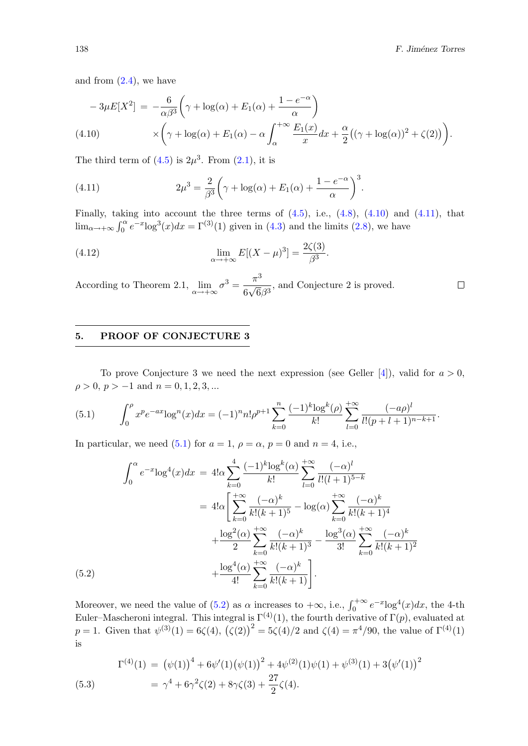and from (2.4), we have

$$
\begin{aligned}
-3\mu E[X^2] \;=\; & -\frac{6}{\alpha\beta^3}\left(\gamma+\log(\alpha)+E_1(\alpha)+\frac{1-e^{-\alpha}}{\alpha}\right)\\
&\times\left(\gamma+\log(\alpha)+E_1(\alpha)-\alpha\int_\alpha^{+\infty}\frac{E_1(x)}{x}dx+\frac{\alpha}{2}\big((\gamma+\log(\alpha))^2+\zeta(2)\big)\right).
\end{aligned} \tag{4.10}
$$

The third term of (4.5) is $2\mu^3$. From (2.1), it is

$$
2\mu^3 = \frac{2}{\beta^3}\left(\gamma+\log(\alpha)+E_1(\alpha)+\frac{1-e^{-\alpha}}{\alpha}\right)^3. \tag{4.11}
$$

Finally, taking into account the three terms of (4.5), i.e., (4.8), (4.10) and (4.11), that $\lim_{\alpha\to+\infty}\int_0^\alpha e^{-x}\log^3(x)dx = \Gamma^{(3)}(1)$ given in (4.3) and the limits (2.8), we have

$$
\lim_{\alpha\to+\infty} E[(X-\mu)^3] = \frac{2\zeta(3)}{\beta^3}. \tag{4.12}
$$

According to Theorem 2.1, $\lim\limits_{\alpha\to+\infty}\sigma^3 = \dfrac{\pi^3}{6\sqrt{6}\beta^3}$, and Conjecture 2 is proved. □

## 5. PROOF OF CONJECTURE 3

To prove Conjecture 3 we need the next expression (see Geller [4]), valid for $a>0$, $\rho>0$, $p>-1$ and $n=0,1,2,3,\ldots$

$$
\int_0^\rho x^p e^{-ax}\log^n(x)dx = (-1)^n n!\rho^{p+1}\sum_{k=0}^{n}\frac{(-1)^k\log^k(\rho)}{k!}\sum_{l=0}^{+\infty}\frac{(-a\rho)^l}{l!(p+l+1)^{n-k+1}}. \tag{5.1}
$$

In particular, we need (5.1) for $a=1$, $\rho=\alpha$, $p=0$ and $n=4$, i.e.,

$$
\begin{aligned}
\int_0^\alpha e^{-x}\log^4(x)dx \;=\; & 4!\alpha\sum_{k=0}^{4}\frac{(-1)^k\log^k(\alpha)}{k!}\sum_{l=0}^{+\infty}\frac{(-\alpha)^l}{l!(l+1)^{5-k}}\\
=\; & 4!\alpha\left[\sum_{k=0}^{+\infty}\frac{(-\alpha)^k}{k!(k+1)^5}-\log(\alpha)\sum_{k=0}^{+\infty}\frac{(-\alpha)^k}{k!(k+1)^4}\right.\\
&+\frac{\log^2(\alpha)}{2}\sum_{k=0}^{+\infty}\frac{(-\alpha)^k}{k!(k+1)^3}-\frac{\log^3(\alpha)}{3!}\sum_{k=0}^{+\infty}\frac{(-\alpha)^k}{k!(k+1)^2}\\
&\left.+\frac{\log^4(\alpha)}{4!}\sum_{k=0}^{+\infty}\frac{(-\alpha)^k}{k!(k+1)}\right].
\end{aligned} \tag{5.2}
$$

Moreover, we need the value of (5.2) as $\alpha$ increases to $+\infty$, i.e., $\int_0^{+\infty}e^{-x}\log^4(x)dx$, the 4-th Euler–Mascheroni integral. This integral is $\Gamma^{(4)}(1)$, the fourth derivative of $\Gamma(p)$, evaluated at $p=1$. Given that $\psi^{(3)}(1)=6\zeta(4)$, $\big(\zeta(2)\big)^2 = 5\zeta(4)/2$ and $\zeta(4)=\pi^4/90$, the value of $\Gamma^{(4)}(1)$ is

$$
\begin{aligned}
\Gamma^{(4)}(1) \;=\; & \big(\psi(1)\big)^4 + 6\psi'(1)\big(\psi(1)\big)^2 + 4\psi^{(2)}(1)\psi(1) + \psi^{(3)}(1) + 3\big(\psi'(1)\big)^2\\
=\; & \gamma^4 + 6\gamma^2\zeta(2) + 8\gamma\zeta(3) + \frac{27}{2}\zeta(4).
\end{aligned} \tag{5.3}
$$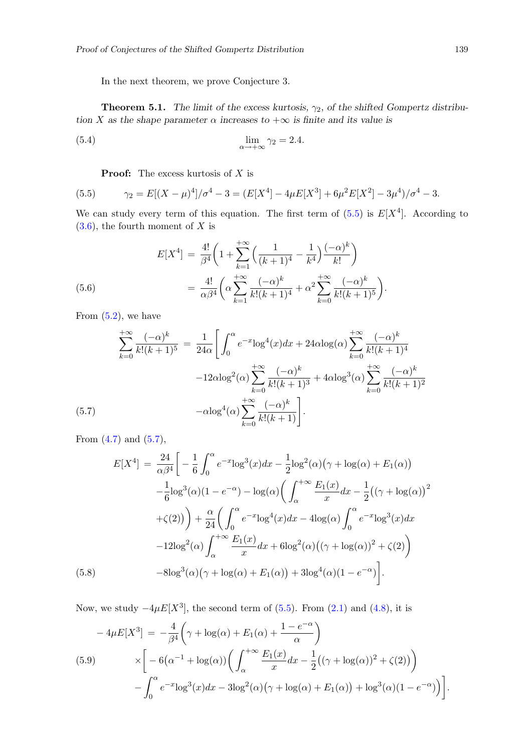In the next theorem, we prove Conjecture 3.

**Theorem 5.1.** *The limit of the excess kurtosis, $\gamma_2$, of the shifted Gompertz distribution $X$ as the shape parameter $\alpha$ increases to $+\infty$ is finite and its value is*

$$\lim_{\alpha \to +\infty} \gamma_2 = 2.4. \tag{5.4}$$

**Proof:** The excess kurtosis of $X$ is

$$\gamma_2 = E[(X-\mu)^4]/\sigma^4 - 3 = (E[X^4] - 4\mu E[X^3] + 6\mu^2 E[X^2] - 3\mu^4)/\sigma^4 - 3. \tag{5.5}$$

We can study every term of this equation. The first term of (5.5) is $E[X^4]$. According to (3.6), the fourth moment of $X$ is

$$\begin{aligned} E[X^4] &= \frac{4!}{\beta^4}\bigg(1 + \sum_{k=1}^{+\infty}\Big(\frac{1}{(k+1)^4} - \frac{1}{k^4}\Big)\frac{(-\alpha)^k}{k!}\bigg) \\ &= \frac{4!}{\alpha\beta^4}\bigg(\alpha\sum_{k=1}^{+\infty}\frac{(-\alpha)^k}{k!(k+1)^4} + \alpha^2\sum_{k=0}^{+\infty}\frac{(-\alpha)^k}{k!(k+1)^5}\bigg). \end{aligned} \tag{5.6}$$

From (5.2), we have

$$\begin{aligned} \sum_{k=0}^{+\infty}\frac{(-\alpha)^k}{k!(k+1)^5} &= \frac{1}{24\alpha}\bigg[\int_0^{\alpha} e^{-x}\log^4(x)dx + 24\alpha\log(\alpha)\sum_{k=0}^{+\infty}\frac{(-\alpha)^k}{k!(k+1)^4} \\ &\quad -12\alpha\log^2(\alpha)\sum_{k=0}^{+\infty}\frac{(-\alpha)^k}{k!(k+1)^3} + 4\alpha\log^3(\alpha)\sum_{k=0}^{+\infty}\frac{(-\alpha)^k}{k!(k+1)^2} \\ &\quad -\alpha\log^4(\alpha)\sum_{k=0}^{+\infty}\frac{(-\alpha)^k}{k!(k+1)}\bigg]. \end{aligned} \tag{5.7}$$

From (4.7) and (5.7),

$$\begin{aligned} E[X^4] &= \frac{24}{\alpha\beta^4}\bigg[-\frac{1}{6}\int_0^{\alpha} e^{-x}\log^3(x)dx - \frac{1}{2}\log^2(\alpha)\big(\gamma + \log(\alpha) + E_1(\alpha)\big) \\ &\quad -\frac{1}{6}\log^3(\alpha)(1-e^{-\alpha}) - \log(\alpha)\bigg(\int_{\alpha}^{+\infty}\frac{E_1(x)}{x}dx - \frac{1}{2}\big((\gamma+\log(\alpha))^2 \\ &\quad +\zeta(2)\big)\bigg) + \frac{\alpha}{24}\bigg(\int_0^{\alpha} e^{-x}\log^4(x)dx - 4\log(\alpha)\int_0^{\alpha} e^{-x}\log^3(x)dx \\ &\quad -12\log^2(\alpha)\int_{\alpha}^{+\infty}\frac{E_1(x)}{x}dx + 6\log^2(\alpha)\big((\gamma+\log(\alpha))^2 + \zeta(2)\big) \\ &\quad -8\log^3(\alpha)\big(\gamma + \log(\alpha) + E_1(\alpha)\big) + 3\log^4(\alpha)(1-e^{-\alpha})\bigg]. \end{aligned} \tag{5.8}$$

Now, we study $-4\mu E[X^3]$, the second term of (5.5). From (2.1) and (4.8), it is

$$\begin{aligned} -4\mu E[X^3] &= -\frac{4}{\beta^4}\bigg(\gamma + \log(\alpha) + E_1(\alpha) + \frac{1-e^{-\alpha}}{\alpha}\bigg) \\ &\quad \times\bigg[-6\big(\alpha^{-1} + \log(\alpha)\big)\bigg(\int_{\alpha}^{+\infty}\frac{E_1(x)}{x}dx - \frac{1}{2}\big((\gamma+\log(\alpha))^2 + \zeta(2)\big)\bigg) \\ &\quad -\int_0^{\alpha} e^{-x}\log^3(x)dx - 3\log^2(\alpha)\big(\gamma+\log(\alpha)+E_1(\alpha)\big) + \log^3(\alpha)(1-e^{-\alpha})\bigg)\bigg]. \end{aligned} \tag{5.9}$$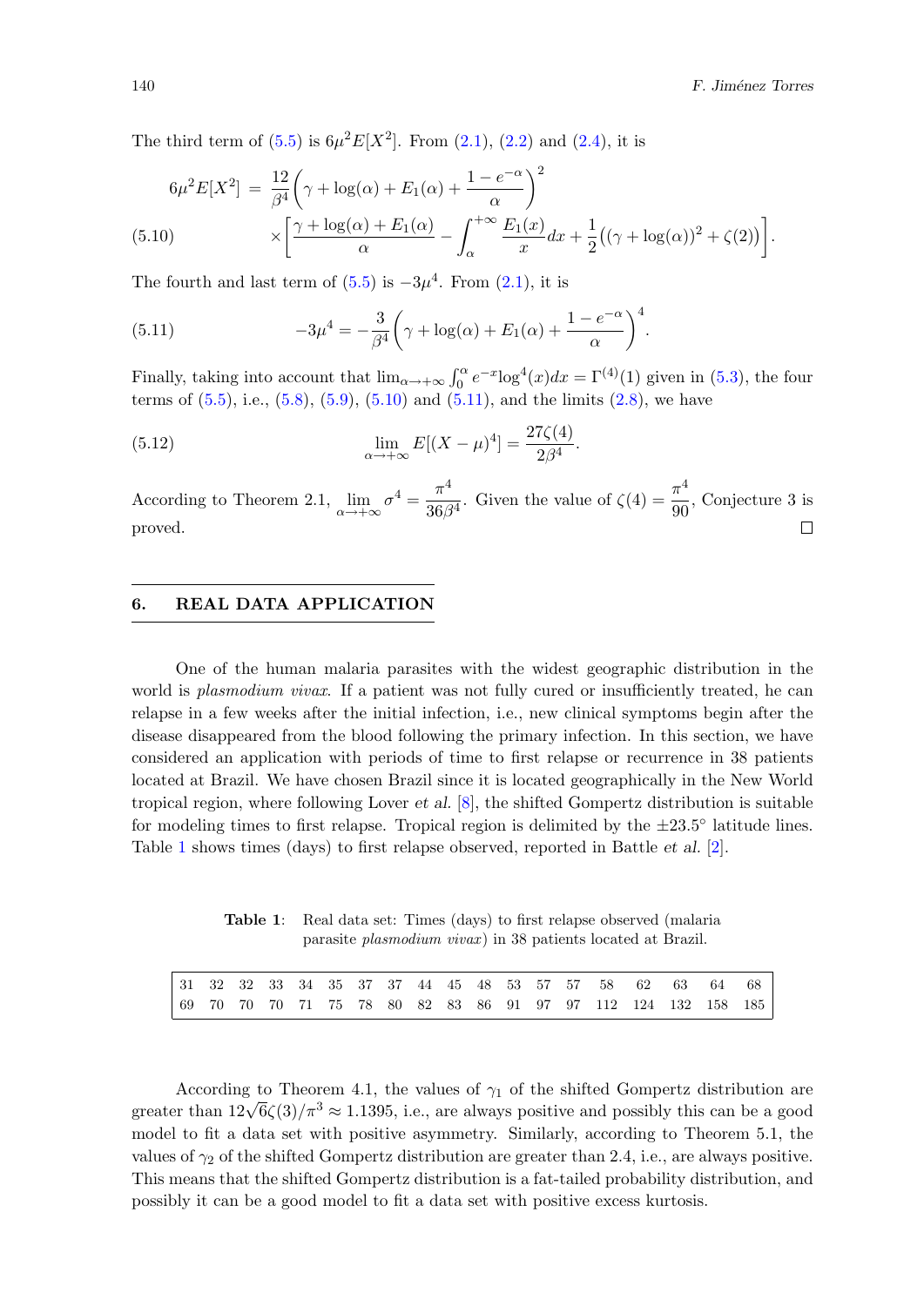The third term of (5.5) is $6\mu^2 E[X^2]$. From (2.1), (2.2) and (2.4), it is

$$
\begin{aligned}
6\mu^2 E[X^2] \;=\; & \frac{12}{\beta^4}\left(\gamma+\log(\alpha)+E_1(\alpha)+\frac{1-e^{-\alpha}}{\alpha}\right)^2 \\
& \times\left[\frac{\gamma+\log(\alpha)+E_1(\alpha)}{\alpha}-\int_{\alpha}^{+\infty}\frac{E_1(x)}{x}dx+\frac{1}{2}\big((\gamma+\log(\alpha))^2+\zeta(2)\big)\right].
\end{aligned}
\tag{5.10}
$$

The fourth and last term of (5.5) is $-3\mu^4$. From (2.1), it is

$$
-3\mu^4=-\frac{3}{\beta^4}\left(\gamma+\log(\alpha)+E_1(\alpha)+\frac{1-e^{-\alpha}}{\alpha}\right)^4. \tag{5.11}
$$

Finally, taking into account that $\lim_{\alpha\to+\infty}\int_0^{\alpha}e^{-x}\log^4(x)dx=\Gamma^{(4)}(1)$ given in (5.3), the four terms of (5.5), i.e., (5.8), (5.9), (5.10) and (5.11), and the limits (2.8), we have

$$
\lim_{\alpha\to+\infty}E[(X-\mu)^4]=\frac{27\zeta(4)}{2\beta^4}. \tag{5.12}
$$

According to Theorem 2.1, $\lim\limits_{\alpha\to+\infty}\sigma^4=\dfrac{\pi^4}{36\beta^4}$. Given the value of $\zeta(4)=\dfrac{\pi^4}{90}$, Conjecture 3 is proved. □

## 6. REAL DATA APPLICATION

One of the human malaria parasites with the widest geographic distribution in the world is *plasmodium vivax*. If a patient was not fully cured or insufficiently treated, he can relapse in a few weeks after the initial infection, i.e., new clinical symptoms begin after the disease disappeared from the blood following the primary infection. In this section, we have considered an application with periods of time to first relapse or recurrence in 38 patients located at Brazil. We have chosen Brazil since it is located geographically in the New World tropical region, where following Lover *et al.* [8], the shifted Gompertz distribution is suitable for modeling times to first relapse. Tropical region is delimited by the ±23.5° latitude lines. Table 1 shows times (days) to first relapse observed, reported in Battle *et al.* [2].

**Table 1**: Real data set: Times (days) to first relapse observed (malaria parasite *plasmodium vivax*) in 38 patients located at Brazil.

| | | | | | | | | | | | | | | | | | | |
|---|---|---|---|---|---|---|---|---|---|---|---|---|---|---|---|---|---|---|
| 31 | 32 | 32 | 33 | 34 | 35 | 37 | 37 | 44 | 45 | 48 | 53 | 57 | 57 | 58 | 62 | 63 | 64 | 68 |
| 69 | 70 | 70 | 70 | 71 | 75 | 78 | 80 | 82 | 83 | 86 | 91 | 97 | 97 | 112 | 124 | 132 | 158 | 185 |

According to Theorem 4.1, the values of $\gamma_1$ of the shifted Gompertz distribution are greater than $12\sqrt{6}\zeta(3)/\pi^3\approx 1.1395$, i.e., are always positive and possibly this can be a good model to fit a data set with positive asymmetry. Similarly, according to Theorem 5.1, the values of $\gamma_2$ of the shifted Gompertz distribution are greater than 2.4, i.e., are always positive. This means that the shifted Gompertz distribution is a fat-tailed probability distribution, and possibly it can be a good model to fit a data set with positive excess kurtosis.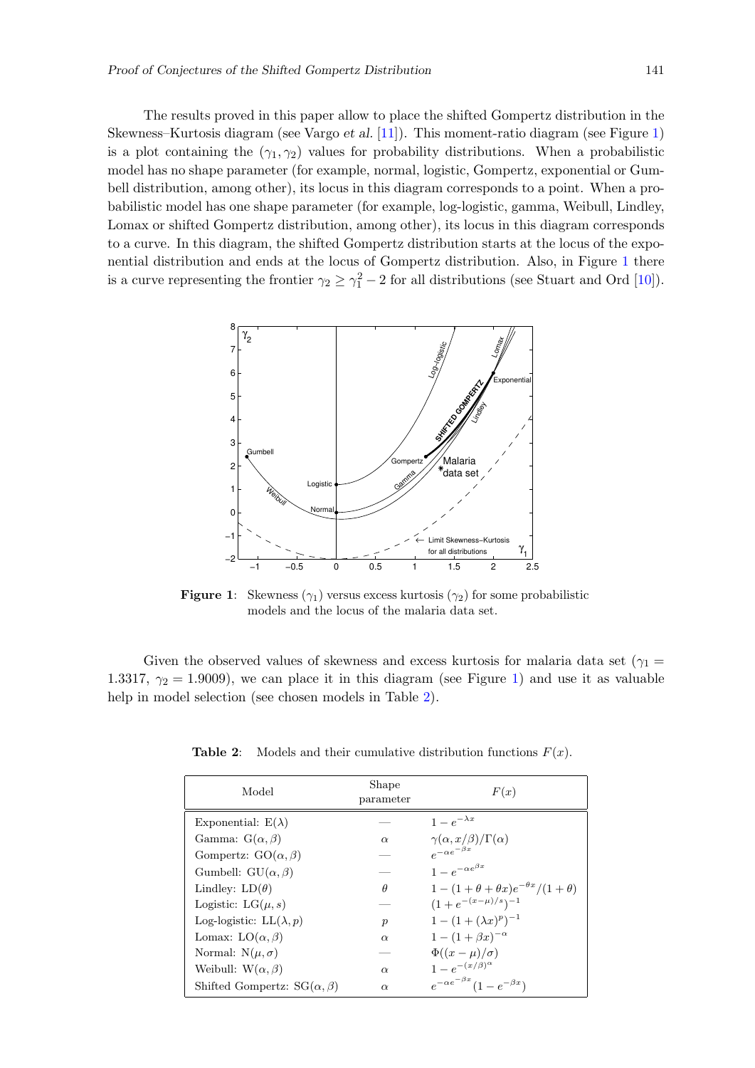The results proved in this paper allow to place the shifted Gompertz distribution in the Skewness–Kurtosis diagram (see Vargo *et al.* [11]). This moment-ratio diagram (see Figure 1) is a plot containing the $(\gamma_1, \gamma_2)$ values for probability distributions. When a probabilistic model has no shape parameter (for example, normal, logistic, Gompertz, exponential or Gumbell distribution, among other), its locus in this diagram corresponds to a point. When a probabilistic model has one shape parameter (for example, log-logistic, gamma, Weibull, Lindley, Lomax or shifted Gompertz distribution, among other), its locus in this diagram corresponds to a curve. In this diagram, the shifted Gompertz distribution starts at the locus of the exponential distribution and ends at the locus of Gompertz distribution. Also, in Figure 1 there is a curve representing the frontier $\gamma_2 \geq \gamma_1^2 - 2$ for all distributions (see Stuart and Ord [10]).

**Figure 1**: Skewness $(\gamma_1)$ versus excess kurtosis $(\gamma_2)$ for some probabilistic models and the locus of the malaria data set.

Given the observed values of skewness and excess kurtosis for malaria data set ($\gamma_1 = 1.3317$, $\gamma_2 = 1.9009$), we can place it in this diagram (see Figure 1) and use it as valuable help in model selection (see chosen models in Table 2).

**Table 2**: Models and their cumulative distribution functions $F(x)$.

| Model | Shape parameter | $F(x)$ |
|---|---|---|
| Exponential: $\mathrm{E}(\lambda)$ | — | $1 - e^{-\lambda x}$ |
| Gamma: $\mathrm{G}(\alpha, \beta)$ | $\alpha$ | $\gamma(\alpha, x/\beta)/\Gamma(\alpha)$ |
| Gompertz: $\mathrm{GO}(\alpha, \beta)$ | — | $e^{-\alpha e^{-\beta x}}$ |
| Gumbell: $\mathrm{GU}(\alpha, \beta)$ | — | $1 - e^{-\alpha e^{\beta x}}$ |
| Lindley: $\mathrm{LD}(\theta)$ | $\theta$ | $1 - (1 + \theta + \theta x)e^{-\theta x}/(1 + \theta)$ |
| Logistic: $\mathrm{LG}(\mu, s)$ | — | $(1 + e^{-(x-\mu)/s})^{-1}$ |
| Log-logistic: $\mathrm{LL}(\lambda, p)$ | $p$ | $1 - (1 + (\lambda x)^p)^{-1}$ |
| Lomax: $\mathrm{LO}(\alpha, \beta)$ | $\alpha$ | $1 - (1 + \beta x)^{-\alpha}$ |
| Normal: $\mathrm{N}(\mu, \sigma)$ | — | $\Phi((x - \mu)/\sigma)$ |
| Weibull: $\mathrm{W}(\alpha, \beta)$ | $\alpha$ | $1 - e^{-(x/\beta)^{\alpha}}$ |
| Shifted Gompertz: $\mathrm{SG}(\alpha, \beta)$ | $\alpha$ | $e^{-\alpha e^{-\beta x}}(1 - e^{-\beta x})$ |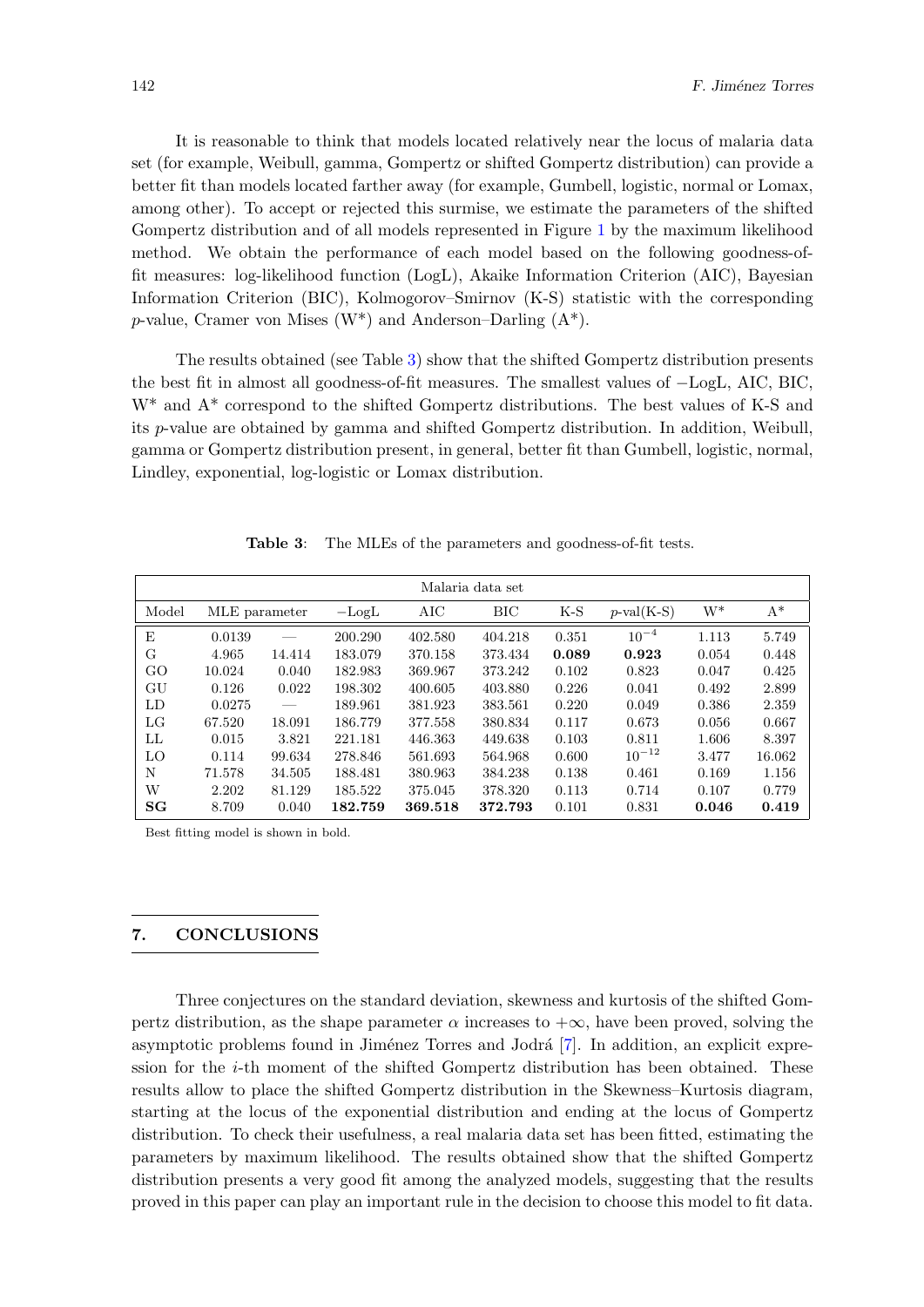It is reasonable to think that models located relatively near the locus of malaria data set (for example, Weibull, gamma, Gompertz or shifted Gompertz distribution) can provide a better fit than models located farther away (for example, Gumbell, logistic, normal or Lomax, among other). To accept or rejected this surmise, we estimate the parameters of the shifted Gompertz distribution and of all models represented in Figure 1 by the maximum likelihood method. We obtain the performance of each model based on the following goodness-of-fit measures: log-likelihood function (LogL), Akaike Information Criterion (AIC), Bayesian Information Criterion (BIC), Kolmogorov–Smirnov (K-S) statistic with the corresponding $p$-value, Cramer von Mises (W*) and Anderson–Darling (A*).

The results obtained (see Table 3) show that the shifted Gompertz distribution presents the best fit in almost all goodness-of-fit measures. The smallest values of −LogL, AIC, BIC, W* and A* correspond to the shifted Gompertz distributions. The best values of K-S and its $p$-value are obtained by gamma and shifted Gompertz distribution. In addition, Weibull, gamma or Gompertz distribution present, in general, better fit than Gumbell, logistic, normal, Lindley, exponential, log-logistic or Lomax distribution.

**Table 3**: The MLEs of the parameters and goodness-of-fit tests.

| Malaria data set | | | | | | | | | |
|---|---|---|---|---|---|---|---|---|---|
| Model | MLE parameter | | −LogL | AIC | BIC | K-S | $p$-val(K-S) | W* | A* |
| E | 0.0139 | — | 200.290 | 402.580 | 404.218 | 0.351 | $10^{-4}$ | 1.113 | 5.749 |
| G | 4.965 | 14.414 | 183.079 | 370.158 | 373.434 | **0.089** | **0.923** | 0.054 | 0.448 |
| GO | 10.024 | 0.040 | 182.983 | 369.967 | 373.242 | 0.102 | 0.823 | 0.047 | 0.425 |
| GU | 0.126 | 0.022 | 198.302 | 400.605 | 403.880 | 0.226 | 0.041 | 0.492 | 2.899 |
| LD | 0.0275 | — | 189.961 | 381.923 | 383.561 | 0.220 | 0.049 | 0.386 | 2.359 |
| LG | 67.520 | 18.091 | 186.779 | 377.558 | 380.834 | 0.117 | 0.673 | 0.056 | 0.667 |
| LL | 0.015 | 3.821 | 221.181 | 446.363 | 449.638 | 0.103 | 0.811 | 1.606 | 8.397 |
| LO | 0.114 | 99.634 | 278.846 | 561.693 | 564.968 | 0.600 | $10^{-12}$ | 3.477 | 16.062 |
| N | 71.578 | 34.505 | 188.481 | 380.963 | 384.238 | 0.138 | 0.461 | 0.169 | 1.156 |
| W | 2.202 | 81.129 | 185.522 | 375.045 | 378.320 | 0.113 | 0.714 | 0.107 | 0.779 |
| **SG** | 8.709 | 0.040 | **182.759** | **369.518** | **372.793** | 0.101 | 0.831 | **0.046** | **0.419** |

Best fitting model is shown in bold.

## 7. CONCLUSIONS

Three conjectures on the standard deviation, skewness and kurtosis of the shifted Gompertz distribution, as the shape parameter $\alpha$ increases to $+\infty$, have been proved, solving the asymptotic problems found in Jiménez Torres and Jodrá [7]. In addition, an explicit expression for the $i$-th moment of the shifted Gompertz distribution has been obtained. These results allow to place the shifted Gompertz distribution in the Skewness–Kurtosis diagram, starting at the locus of the exponential distribution and ending at the locus of Gompertz distribution. To check their usefulness, a real malaria data set has been fitted, estimating the parameters by maximum likelihood. The results obtained show that the shifted Gompertz distribution presents a very good fit among the analyzed models, suggesting that the results proved in this paper can play an important rule in the decision to choose this model to fit data.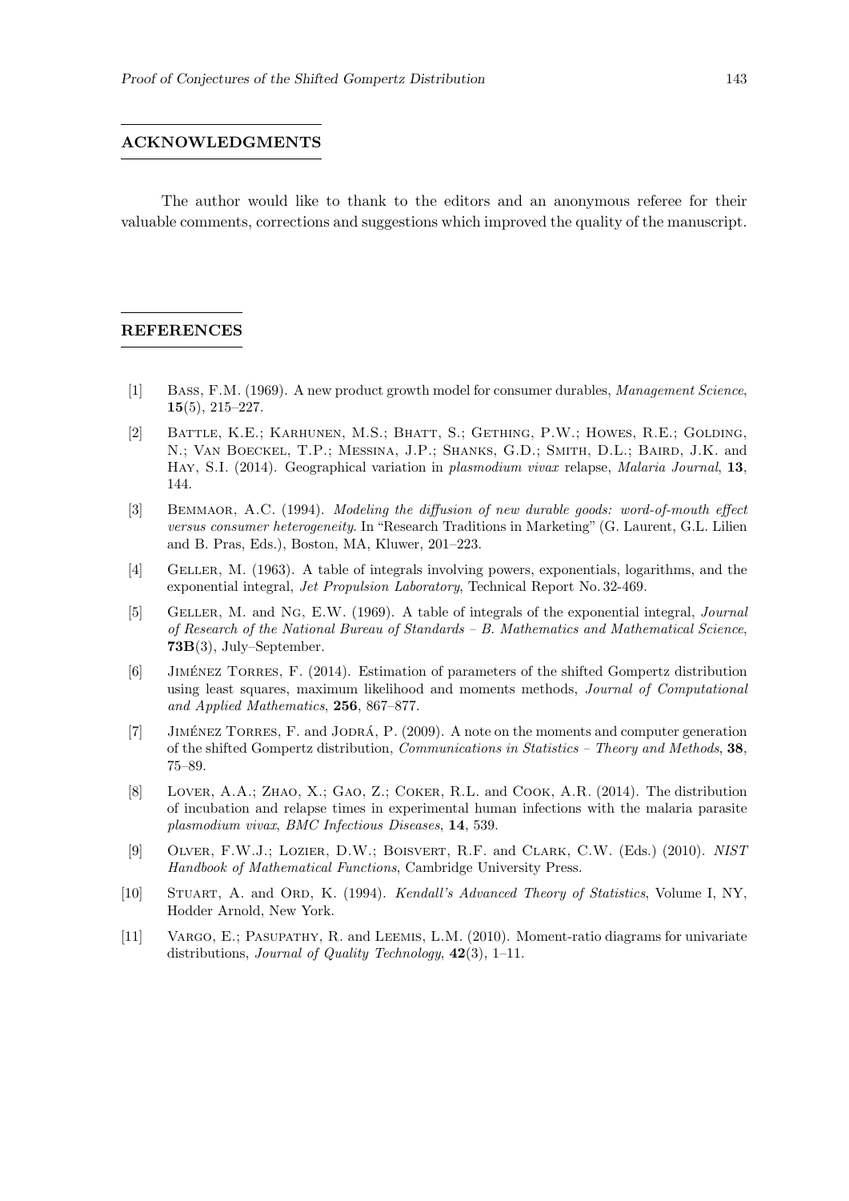## ACKNOWLEDGMENTS

The author would like to thank to the editors and an anonymous referee for their valuable comments, corrections and suggestions which improved the quality of the manuscript.

## REFERENCES

[1] Bass, F.M. (1969). A new product growth model for consumer durables, *Management Science*, **15**(5), 215–227.

[2] Battle, K.E.; Karhunen, M.S.; Bhatt, S.; Gething, P.W.; Howes, R.E.; Golding, N.; Van Boeckel, T.P.; Messina, J.P.; Shanks, G.D.; Smith, D.L.; Baird, J.K. and Hay, S.I. (2014). Geographical variation in *plasmodium vivax* relapse, *Malaria Journal*, **13**, 144.

[3] Bemmaor, A.C. (1994). *Modeling the diffusion of new durable goods: word-of-mouth effect versus consumer heterogeneity*. In "Research Traditions in Marketing" (G. Laurent, G.L. Lilien and B. Pras, Eds.), Boston, MA, Kluwer, 201–223.

[4] Geller, M. (1963). A table of integrals involving powers, exponentials, logarithms, and the exponential integral, *Jet Propulsion Laboratory*, Technical Report No. 32-469.

[5] Geller, M. and Ng, E.W. (1969). A table of integrals of the exponential integral, *Journal of Research of the National Bureau of Standards – B. Mathematics and Mathematical Science*, **73B**(3), July–September.

[6] Jiménez Torres, F. (2014). Estimation of parameters of the shifted Gompertz distribution using least squares, maximum likelihood and moments methods, *Journal of Computational and Applied Mathematics*, **256**, 867–877.

[7] Jiménez Torres, F. and Jodrá, P. (2009). A note on the moments and computer generation of the shifted Gompertz distribution, *Communications in Statistics – Theory and Methods*, **38**, 75–89.

[8] Lover, A.A.; Zhao, X.; Gao, Z.; Coker, R.L. and Cook, A.R. (2014). The distribution of incubation and relapse times in experimental human infections with the malaria parasite *plasmodium vivax*, *BMC Infectious Diseases*, **14**, 539.

[9] Olver, F.W.J.; Lozier, D.W.; Boisvert, R.F. and Clark, C.W. (Eds.) (2010). *NIST Handbook of Mathematical Functions*, Cambridge University Press.

[10] Stuart, A. and Ord, K. (1994). *Kendall's Advanced Theory of Statistics*, Volume I, NY, Hodder Arnold, New York.

[11] Vargo, E.; Pasupathy, R. and Leemis, L.M. (2010). Moment-ratio diagrams for univariate distributions, *Journal of Quality Technology*, **42**(3), 1–11.